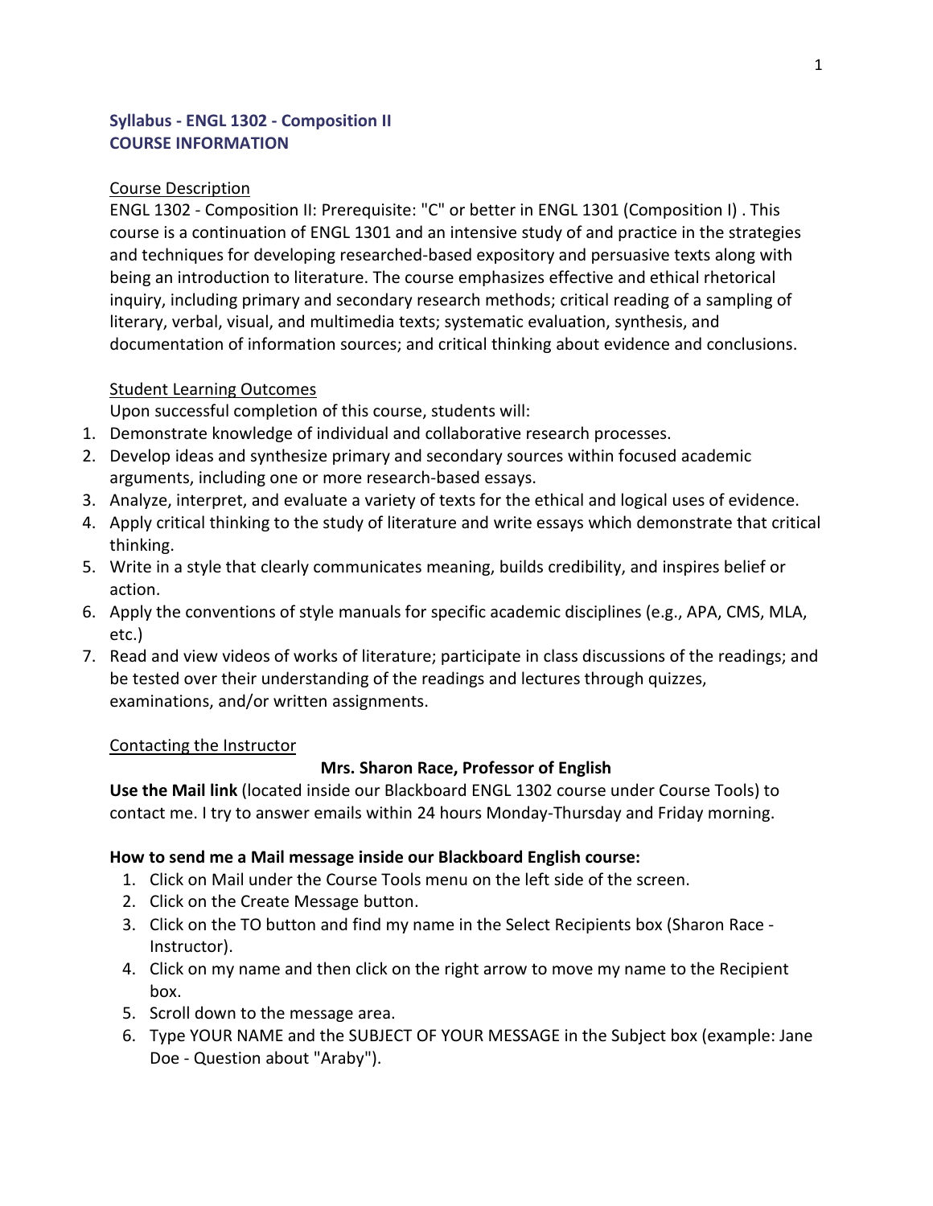## Syllabus - ENGL 1302 - Composition II
## COURSE INFORMATION

### Course Description

ENGL 1302 - Composition II: Prerequisite: "C" or better in ENGL 1301 (Composition I) . This course is a continuation of ENGL 1301 and an intensive study of and practice in the strategies and techniques for developing researched-based expository and persuasive texts along with being an introduction to literature. The course emphasizes effective and ethical rhetorical inquiry, including primary and secondary research methods; critical reading of a sampling of literary, verbal, visual, and multimedia texts; systematic evaluation, synthesis, and documentation of information sources; and critical thinking about evidence and conclusions.

### Student Learning Outcomes

Upon successful completion of this course, students will:

1. Demonstrate knowledge of individual and collaborative research processes.
2. Develop ideas and synthesize primary and secondary sources within focused academic arguments, including one or more research-based essays.
3. Analyze, interpret, and evaluate a variety of texts for the ethical and logical uses of evidence.
4. Apply critical thinking to the study of literature and write essays which demonstrate that critical thinking.
5. Write in a style that clearly communicates meaning, builds credibility, and inspires belief or action.
6. Apply the conventions of style manuals for specific academic disciplines (e.g., APA, CMS, MLA, etc.)
7. Read and view videos of works of literature; participate in class discussions of the readings; and be tested over their understanding of the readings and lectures through quizzes, examinations, and/or written assignments.

### Contacting the Instructor

**Mrs. Sharon Race, Professor of English**

**Use the Mail link** (located inside our Blackboard ENGL 1302 course under Course Tools) to contact me. I try to answer emails within 24 hours Monday-Thursday and Friday morning.

**How to send me a Mail message inside our Blackboard English course:**

1. Click on Mail under the Course Tools menu on the left side of the screen.
2. Click on the Create Message button.
3. Click on the TO button and find my name in the Select Recipients box (Sharon Race - Instructor).
4. Click on my name and then click on the right arrow to move my name to the Recipient box.
5. Scroll down to the message area.
6. Type YOUR NAME and the SUBJECT OF YOUR MESSAGE in the Subject box (example: Jane Doe - Question about "Araby").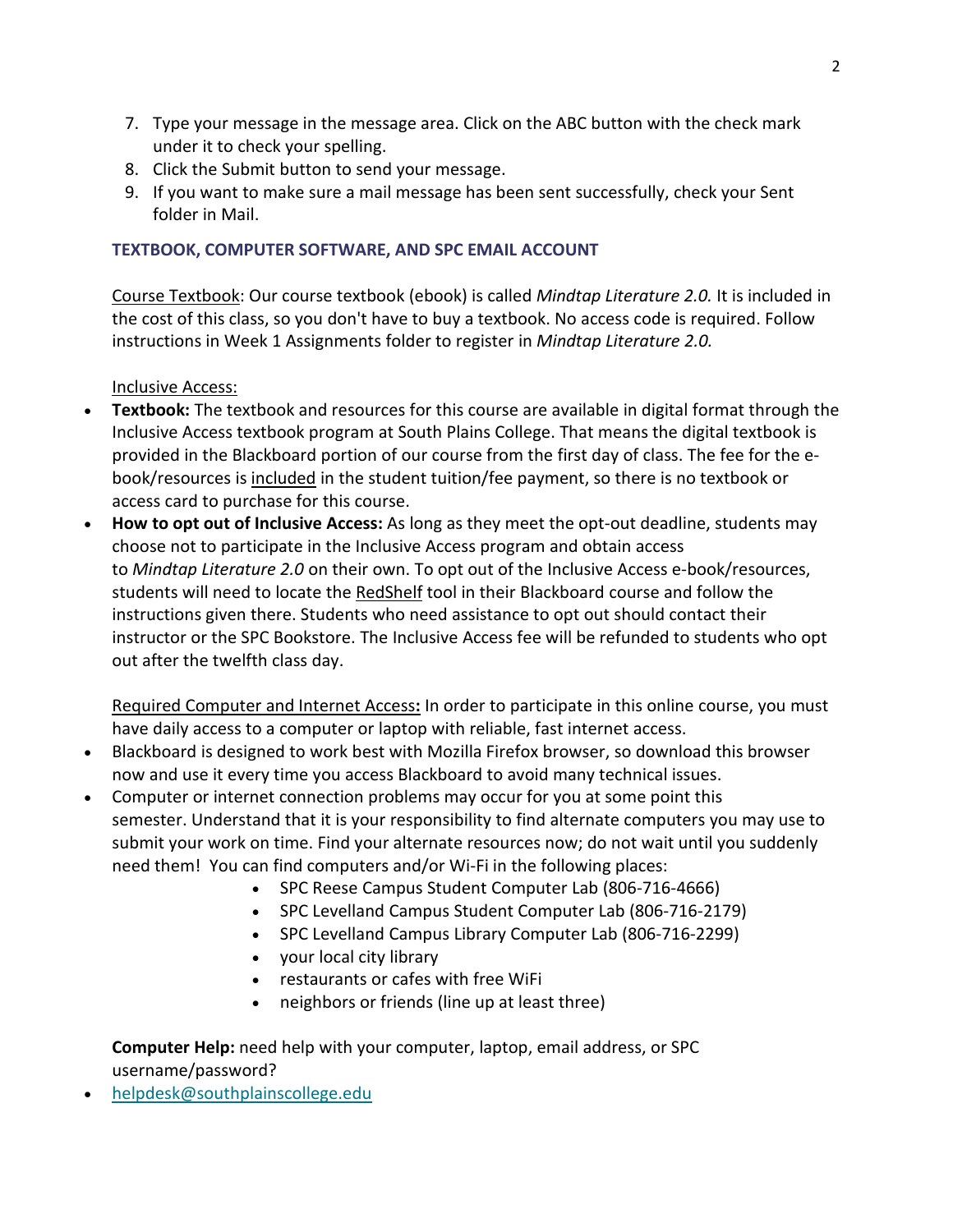7. Type your message in the message area. Click on the ABC button with the check mark under it to check your spelling.
8. Click the Submit button to send your message.
9. If you want to make sure a mail message has been sent successfully, check your Sent folder in Mail.

### TEXTBOOK, COMPUTER SOFTWARE, AND SPC EMAIL ACCOUNT

Course Textbook: Our course textbook (ebook) is called *Mindtap Literature 2.0.* It is included in the cost of this class, so you don't have to buy a textbook. No access code is required. Follow instructions in Week 1 Assignments folder to register in *Mindtap Literature 2.0.*

Inclusive Access:

- **Textbook:** The textbook and resources for this course are available in digital format through the Inclusive Access textbook program at South Plains College. That means the digital textbook is provided in the Blackboard portion of our course from the first day of class. The fee for the e-book/resources is included in the student tuition/fee payment, so there is no textbook or access card to purchase for this course.
- **How to opt out of Inclusive Access:** As long as they meet the opt-out deadline, students may choose not to participate in the Inclusive Access program and obtain access to *Mindtap Literature 2.0* on their own. To opt out of the Inclusive Access e-book/resources, students will need to locate the RedShelf tool in their Blackboard course and follow the instructions given there. Students who need assistance to opt out should contact their instructor or the SPC Bookstore. The Inclusive Access fee will be refunded to students who opt out after the twelfth class day.

Required Computer and Internet Access**:** In order to participate in this online course, you must have daily access to a computer or laptop with reliable, fast internet access.

- Blackboard is designed to work best with Mozilla Firefox browser, so download this browser now and use it every time you access Blackboard to avoid many technical issues.
- Computer or internet connection problems may occur for you at some point this semester. Understand that it is your responsibility to find alternate computers you may use to submit your work on time. Find your alternate resources now; do not wait until you suddenly need them! You can find computers and/or Wi-Fi in the following places:
  - SPC Reese Campus Student Computer Lab (806-716-4666)
  - SPC Levelland Campus Student Computer Lab (806-716-2179)
  - SPC Levelland Campus Library Computer Lab (806-716-2299)
  - your local city library
  - restaurants or cafes with free WiFi
  - neighbors or friends (line up at least three)

**Computer Help:** need help with your computer, laptop, email address, or SPC username/password?

- helpdesk@southplainscollege.edu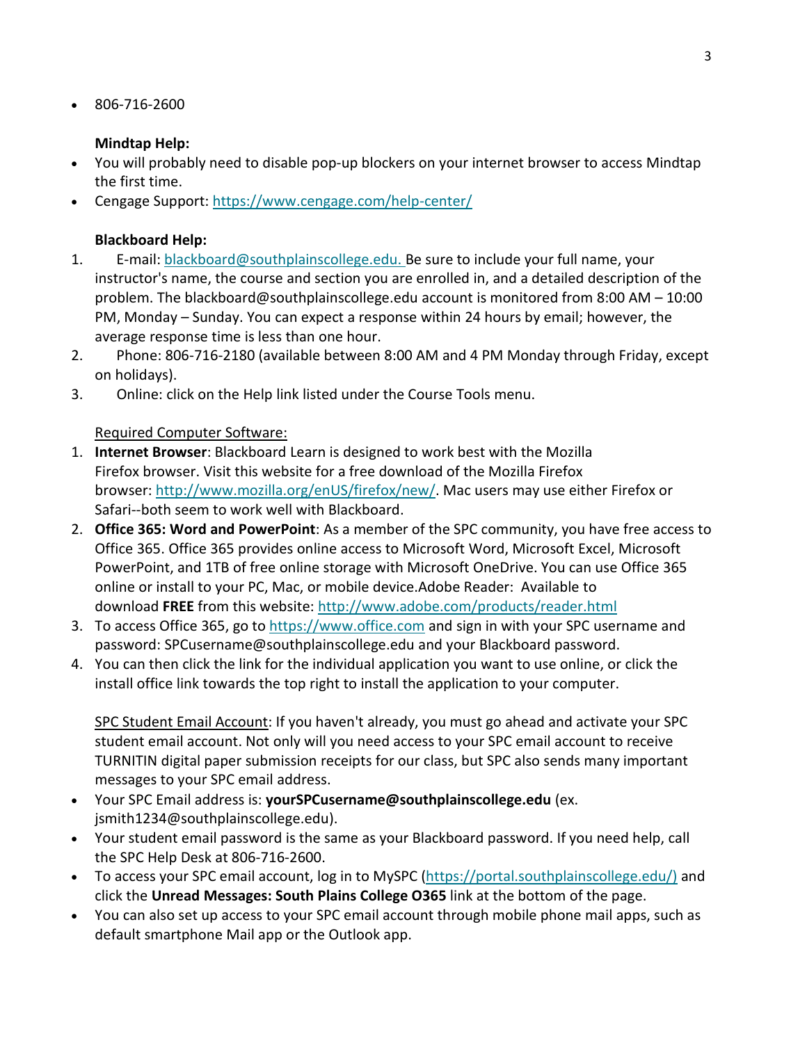- 806-716-2600

**Mindtap Help:**

- You will probably need to disable pop-up blockers on your internet browser to access Mindtap the first time.
- Cengage Support: https://www.cengage.com/help-center/

**Blackboard Help:**

1. E-mail: blackboard@southplainscollege.edu. Be sure to include your full name, your instructor's name, the course and section you are enrolled in, and a detailed description of the problem. The blackboard@southplainscollege.edu account is monitored from 8:00 AM – 10:00 PM, Monday – Sunday. You can expect a response within 24 hours by email; however, the average response time is less than one hour.
2. Phone: 806-716-2180 (available between 8:00 AM and 4 PM Monday through Friday, except on holidays).
3. Online: click on the Help link listed under the Course Tools menu.

Required Computer Software:

1. **Internet Browser**: Blackboard Learn is designed to work best with the Mozilla Firefox browser. Visit this website for a free download of the Mozilla Firefox browser: http://www.mozilla.org/enUS/firefox/new/. Mac users may use either Firefox or Safari--both seem to work well with Blackboard.
2. **Office 365: Word and PowerPoint**: As a member of the SPC community, you have free access to Office 365. Office 365 provides online access to Microsoft Word, Microsoft Excel, Microsoft PowerPoint, and 1TB of free online storage with Microsoft OneDrive. You can use Office 365 online or install to your PC, Mac, or mobile device.Adobe Reader: Available to download **FREE** from this website: http://www.adobe.com/products/reader.html
3. To access Office 365, go to https://www.office.com and sign in with your SPC username and password: SPCusername@southplainscollege.edu and your Blackboard password.
4. You can then click the link for the individual application you want to use online, or click the install office link towards the top right to install the application to your computer.

SPC Student Email Account: If you haven't already, you must go ahead and activate your SPC student email account. Not only will you need access to your SPC email account to receive TURNITIN digital paper submission receipts for our class, but SPC also sends many important messages to your SPC email address.

- Your SPC Email address is: **yourSPCusername@southplainscollege.edu** (ex. jsmith1234@southplainscollege.edu).
- Your student email password is the same as your Blackboard password. If you need help, call the SPC Help Desk at 806-716-2600.
- To access your SPC email account, log in to MySPC (https://portal.southplainscollege.edu/) and click the **Unread Messages: South Plains College O365** link at the bottom of the page.
- You can also set up access to your SPC email account through mobile phone mail apps, such as default smartphone Mail app or the Outlook app.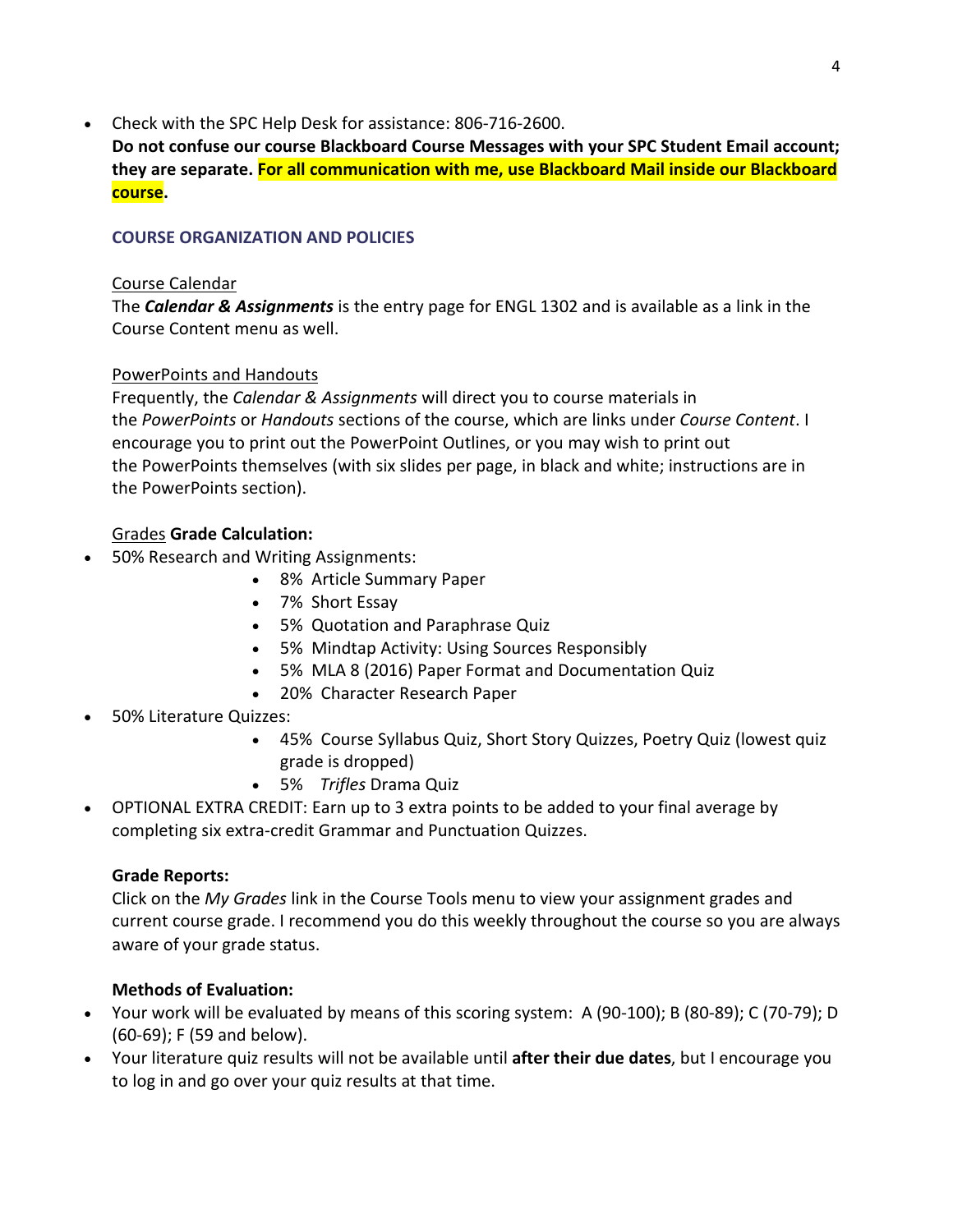- Check with the SPC Help Desk for assistance: 806-716-2600.

**Do not confuse our course Blackboard Course Messages with your SPC Student Email account; they are separate. For all communication with me, use Blackboard Mail inside our Blackboard course.**

### COURSE ORGANIZATION AND POLICIES

Course Calendar

The ***Calendar & Assignments*** is the entry page for ENGL 1302 and is available as a link in the Course Content menu as well.

PowerPoints and Handouts

Frequently, the *Calendar & Assignments* will direct you to course materials in the *PowerPoints* or *Handouts* sections of the course, which are links under *Course Content*. I encourage you to print out the PowerPoint Outlines, or you may wish to print out the PowerPoints themselves (with six slides per page, in black and white; instructions are in the PowerPoints section).

Grades **Grade Calculation:**

- 50% Research and Writing Assignments:
  - 8% Article Summary Paper
  - 7% Short Essay
  - 5% Quotation and Paraphrase Quiz
  - 5% Mindtap Activity: Using Sources Responsibly
  - 5% MLA 8 (2016) Paper Format and Documentation Quiz
  - 20% Character Research Paper
- 50% Literature Quizzes:
  - 45% Course Syllabus Quiz, Short Story Quizzes, Poetry Quiz (lowest quiz grade is dropped)
  - 5% *Trifles* Drama Quiz
- OPTIONAL EXTRA CREDIT: Earn up to 3 extra points to be added to your final average by completing six extra-credit Grammar and Punctuation Quizzes.

**Grade Reports:**

Click on the *My Grades* link in the Course Tools menu to view your assignment grades and current course grade. I recommend you do this weekly throughout the course so you are always aware of your grade status.

**Methods of Evaluation:**

- Your work will be evaluated by means of this scoring system: A (90-100); B (80-89); C (70-79); D (60-69); F (59 and below).
- Your literature quiz results will not be available until **after their due dates**, but I encourage you to log in and go over your quiz results at that time.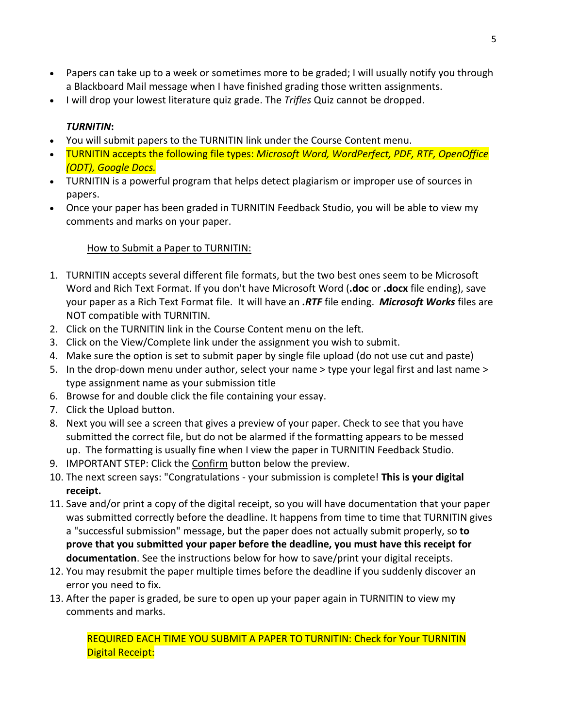- Papers can take up to a week or sometimes more to be graded; I will usually notify you through a Blackboard Mail message when I have finished grading those written assignments.
- I will drop your lowest literature quiz grade. The *Trifles* Quiz cannot be dropped.

***TURNITIN*:**

- You will submit papers to the TURNITIN link under the Course Content menu.
- TURNITIN accepts the following file types: *Microsoft Word, WordPerfect, PDF, RTF, OpenOffice (ODT), Google Docs.*
- TURNITIN is a powerful program that helps detect plagiarism or improper use of sources in papers.
- Once your paper has been graded in TURNITIN Feedback Studio, you will be able to view my comments and marks on your paper.

How to Submit a Paper to TURNITIN:

1. TURNITIN accepts several different file formats, but the two best ones seem to be Microsoft Word and Rich Text Format. If you don't have Microsoft Word (**.doc** or **.docx** file ending), save your paper as a Rich Text Format file. It will have an ***.RTF*** file ending. ***Microsoft Works*** files are NOT compatible with TURNITIN.
2. Click on the TURNITIN link in the Course Content menu on the left.
3. Click on the View/Complete link under the assignment you wish to submit.
4. Make sure the option is set to submit paper by single file upload (do not use cut and paste)
5. In the drop-down menu under author, select your name > type your legal first and last name > type assignment name as your submission title
6. Browse for and double click the file containing your essay.
7. Click the Upload button.
8. Next you will see a screen that gives a preview of your paper. Check to see that you have submitted the correct file, but do not be alarmed if the formatting appears to be messed up. The formatting is usually fine when I view the paper in TURNITIN Feedback Studio.
9. IMPORTANT STEP: Click the Confirm button below the preview.
10. The next screen says: "Congratulations - your submission is complete! **This is your digital receipt.**
11. Save and/or print a copy of the digital receipt, so you will have documentation that your paper was submitted correctly before the deadline. It happens from time to time that TURNITIN gives a "successful submission" message, but the paper does not actually submit properly, so **to prove that you submitted your paper before the deadline, you must have this receipt for documentation**. See the instructions below for how to save/print your digital receipts.
12. You may resubmit the paper multiple times before the deadline if you suddenly discover an error you need to fix.
13. After the paper is graded, be sure to open up your paper again in TURNITIN to view my comments and marks.

REQUIRED EACH TIME YOU SUBMIT A PAPER TO TURNITIN: Check for Your TURNITIN Digital Receipt: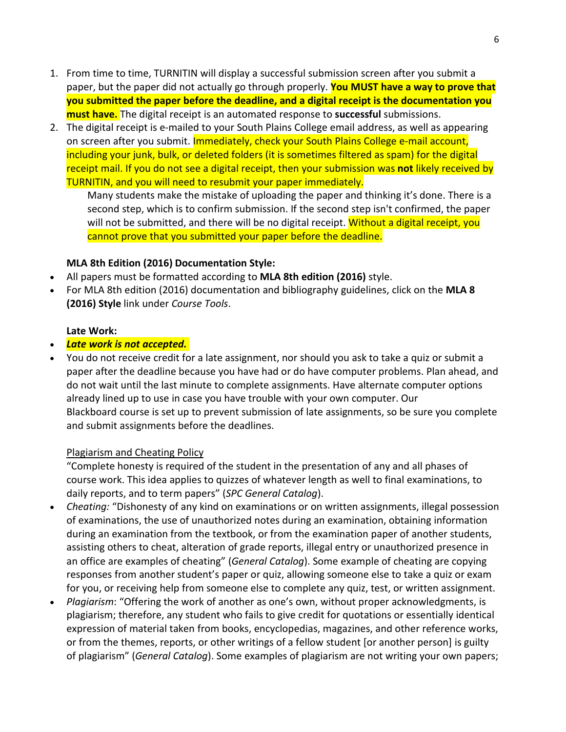1. From time to time, TURNITIN will display a successful submission screen after you submit a paper, but the paper did not actually go through properly. **You MUST have a way to prove that you submitted the paper before the deadline, and a digital receipt is the documentation you must have.** The digital receipt is an automated response to **successful** submissions.
2. The digital receipt is e-mailed to your South Plains College email address, as well as appearing on screen after you submit. Immediately, check your South Plains College e-mail account, including your junk, bulk, or deleted folders (it is sometimes filtered as spam) for the digital receipt mail. If you do not see a digital receipt, then your submission was **not** likely received by TURNITIN, and you will need to resubmit your paper immediately.

   Many students make the mistake of uploading the paper and thinking it's done. There is a second step, which is to confirm submission. If the second step isn't confirmed, the paper will not be submitted, and there will be no digital receipt. Without a digital receipt, you cannot prove that you submitted your paper before the deadline.

**MLA 8th Edition (2016) Documentation Style:**

- All papers must be formatted according to **MLA 8th edition (2016)** style.
- For MLA 8th edition (2016) documentation and bibliography guidelines, click on the **MLA 8 (2016) Style** link under *Course Tools*.

**Late Work:**

- ***Late work is not accepted.***
- You do not receive credit for a late assignment, nor should you ask to take a quiz or submit a paper after the deadline because you have had or do have computer problems. Plan ahead, and do not wait until the last minute to complete assignments. Have alternate computer options already lined up to use in case you have trouble with your own computer. Our Blackboard course is set up to prevent submission of late assignments, so be sure you complete and submit assignments before the deadlines.

Plagiarism and Cheating Policy

"Complete honesty is required of the student in the presentation of any and all phases of course work. This idea applies to quizzes of whatever length as well to final examinations, to daily reports, and to term papers" (*SPC General Catalog*).

- *Cheating:* "Dishonesty of any kind on examinations or on written assignments, illegal possession of examinations, the use of unauthorized notes during an examination, obtaining information during an examination from the textbook, or from the examination paper of another students, assisting others to cheat, alteration of grade reports, illegal entry or unauthorized presence in an office are examples of cheating" (*General Catalog*). Some example of cheating are copying responses from another student's paper or quiz, allowing someone else to take a quiz or exam for you, or receiving help from someone else to complete any quiz, test, or written assignment.
- *Plagiarism*: "Offering the work of another as one's own, without proper acknowledgments, is plagiarism; therefore, any student who fails to give credit for quotations or essentially identical expression of material taken from books, encyclopedias, magazines, and other reference works, or from the themes, reports, or other writings of a fellow student [or another person] is guilty of plagiarism" (*General Catalog*). Some examples of plagiarism are not writing your own papers;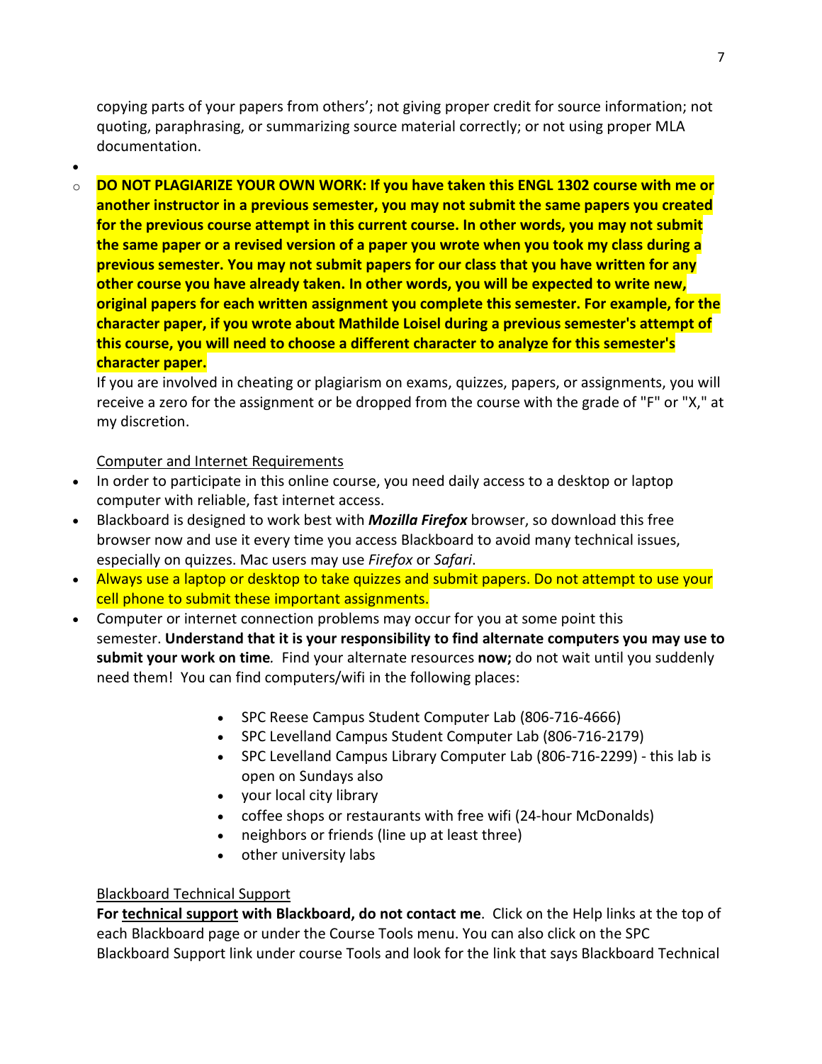copying parts of your papers from others'; not giving proper credit for source information; not quoting, paraphrasing, or summarizing source material correctly; or not using proper MLA documentation.

- **DO NOT PLAGIARIZE YOUR OWN WORK: If you have taken this ENGL 1302 course with me or another instructor in a previous semester, you may not submit the same papers you created for the previous course attempt in this current course. In other words, you may not submit the same paper or a revised version of a paper you wrote when you took my class during a previous semester. You may not submit papers for our class that you have written for any other course you have already taken. In other words, you will be expected to write new, original papers for each written assignment you complete this semester. For example, for the character paper, if you wrote about Mathilde Loisel during a previous semester's attempt of this course, you will need to choose a different character to analyze for this semester's character paper.**

If you are involved in cheating or plagiarism on exams, quizzes, papers, or assignments, you will receive a zero for the assignment or be dropped from the course with the grade of "F" or "X," at my discretion.

Computer and Internet Requirements

- In order to participate in this online course, you need daily access to a desktop or laptop computer with reliable, fast internet access.
- Blackboard is designed to work best with ***Mozilla Firefox*** browser, so download this free browser now and use it every time you access Blackboard to avoid many technical issues, especially on quizzes. Mac users may use *Firefox* or *Safari*.
- Always use a laptop or desktop to take quizzes and submit papers. Do not attempt to use your cell phone to submit these important assignments.
- Computer or internet connection problems may occur for you at some point this semester. **Understand that it is your responsibility to find alternate computers you may use to submit your work on time***.* Find your alternate resources **now;** do not wait until you suddenly need them! You can find computers/wifi in the following places:
  - SPC Reese Campus Student Computer Lab (806-716-4666)
  - SPC Levelland Campus Student Computer Lab (806-716-2179)
  - SPC Levelland Campus Library Computer Lab (806-716-2299) - this lab is open on Sundays also
  - your local city library
  - coffee shops or restaurants with free wifi (24-hour McDonalds)
  - neighbors or friends (line up at least three)
  - other university labs

Blackboard Technical Support

**For technical support with Blackboard, do not contact me**. Click on the Help links at the top of each Blackboard page or under the Course Tools menu. You can also click on the SPC Blackboard Support link under course Tools and look for the link that says Blackboard Technical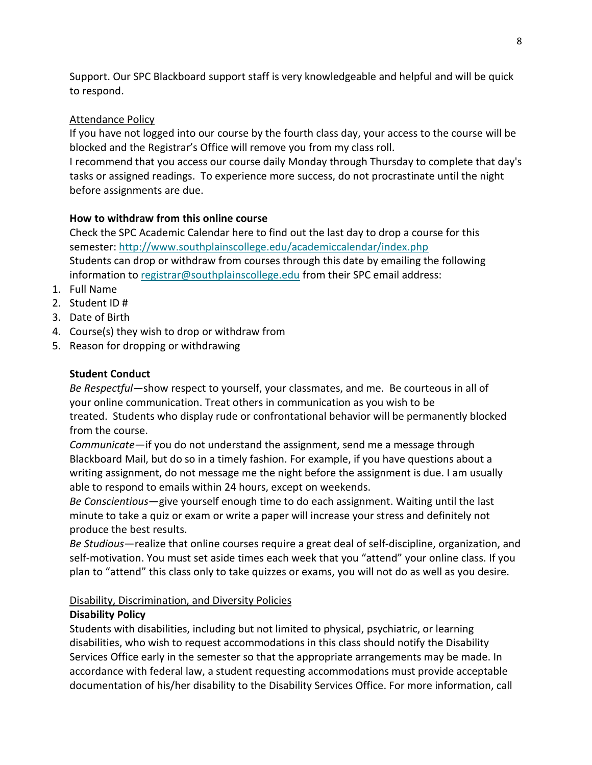Support. Our SPC Blackboard support staff is very knowledgeable and helpful and will be quick to respond.

<u>Attendance Policy</u>

If you have not logged into our course by the fourth class day, your access to the course will be blocked and the Registrar's Office will remove you from my class roll.

I recommend that you access our course daily Monday through Thursday to complete that day's tasks or assigned readings. To experience more success, do not procrastinate until the night before assignments are due.

**How to withdraw from this online course**

Check the SPC Academic Calendar here to find out the last day to drop a course for this semester: [http://www.southplainscollege.edu/academiccalendar/index.php](http://www.southplainscollege.edu/academiccalendar/index.php)

Students can drop or withdraw from courses through this date by emailing the following information to [registrar@southplainscollege.edu](mailto:registrar@southplainscollege.edu) from their SPC email address:

1. Full Name
2. Student ID #
3. Date of Birth
4. Course(s) they wish to drop or withdraw from
5. Reason for dropping or withdrawing

**Student Conduct**

*Be Respectful*—show respect to yourself, your classmates, and me. Be courteous in all of your online communication. Treat others in communication as you wish to be treated. Students who display rude or confrontational behavior will be permanently blocked from the course.

*Communicate*—if you do not understand the assignment, send me a message through Blackboard Mail, but do so in a timely fashion. For example, if you have questions about a writing assignment, do not message me the night before the assignment is due. I am usually able to respond to emails within 24 hours, except on weekends.

*Be Conscientious*—give yourself enough time to do each assignment. Waiting until the last minute to take a quiz or exam or write a paper will increase your stress and definitely not produce the best results.

*Be Studious*—realize that online courses require a great deal of self-discipline, organization, and self-motivation. You must set aside times each week that you "attend" your online class. If you plan to "attend" this class only to take quizzes or exams, you will not do as well as you desire.

<u>Disability, Discrimination, and Diversity Policies</u>

**Disability Policy**

Students with disabilities, including but not limited to physical, psychiatric, or learning disabilities, who wish to request accommodations in this class should notify the Disability Services Office early in the semester so that the appropriate arrangements may be made. In accordance with federal law, a student requesting accommodations must provide acceptable documentation of his/her disability to the Disability Services Office. For more information, call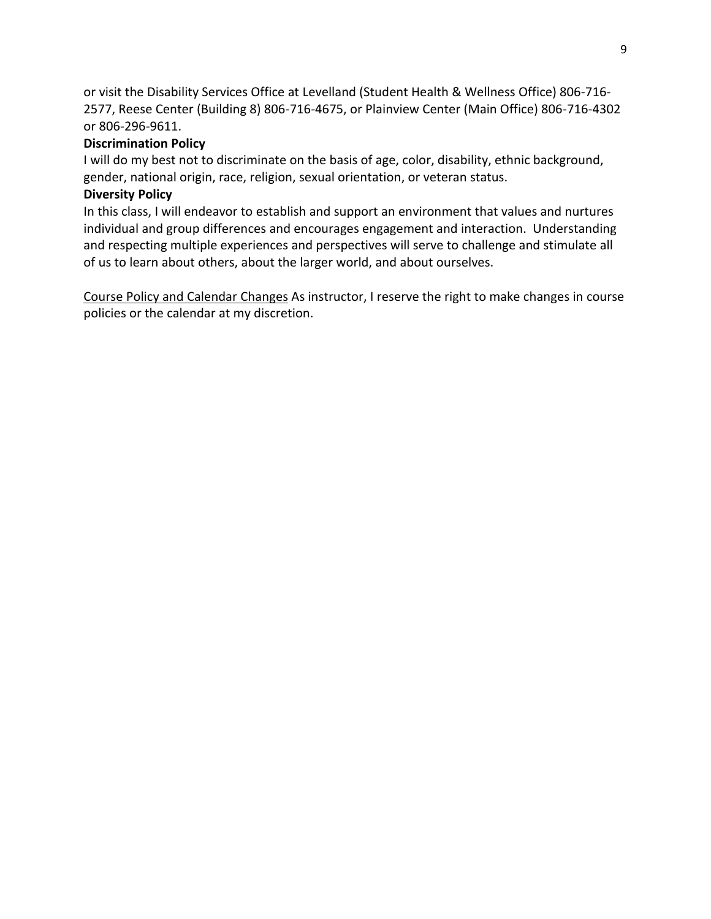or visit the Disability Services Office at Levelland (Student Health & Wellness Office) 806-716-2577, Reese Center (Building 8) 806-716-4675, or Plainview Center (Main Office) 806-716-4302 or 806-296-9611.

**Discrimination Policy**

I will do my best not to discriminate on the basis of age, color, disability, ethnic background, gender, national origin, race, religion, sexual orientation, or veteran status.

**Diversity Policy**

In this class, I will endeavor to establish and support an environment that values and nurtures individual and group differences and encourages engagement and interaction. Understanding and respecting multiple experiences and perspectives will serve to challenge and stimulate all of us to learn about others, about the larger world, and about ourselves.

<u>Course Policy and Calendar Changes</u> As instructor, I reserve the right to make changes in course policies or the calendar at my discretion.